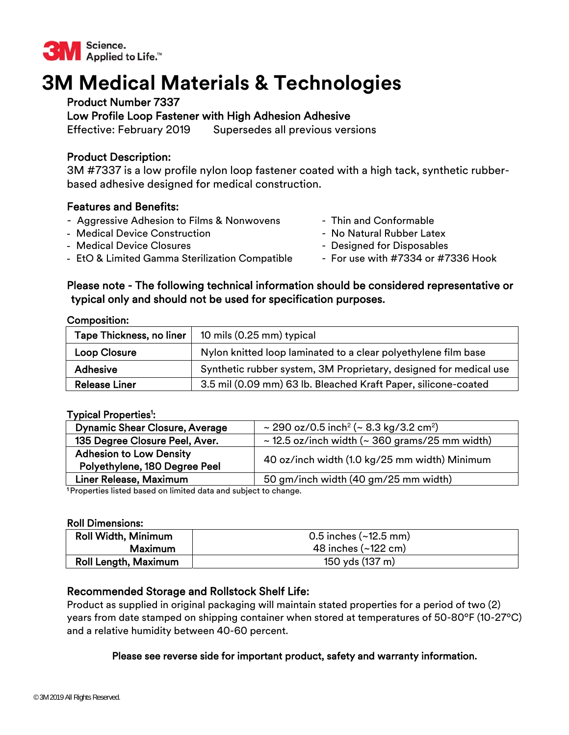3M Science. Applied to Life.™

# 3M Medical Materials & Technologies

**Product Number 7337**

**Low Profile Loop Fastener with High Adhesion Adhesive**

Effective: February 2019 Supersedes all previous versions

## Product Description:

3M #7337 is a low profile nylon loop fastener coated with a high tack, synthetic rubber-based adhesive designed for medical construction.

## Features and Benefits:

- Aggressive Adhesion to Films & Nonwovens
- Medical Device Construction
- Medical Device Closures
- EtO & Limited Gamma Sterilization Compatible
- Thin and Conformable
- No Natural Rubber Latex
- Designed for Disposables
- For use with #7334 or #7336 Hook

**Please note - The following technical information should be considered representative or typical only and should not be used for specification purposes.**

**Composition:**

| | |
|---|---|
| **Tape Thickness, no liner** | 10 mils (0.25 mm) typical |
| **Loop Closure** | Nylon knitted loop laminated to a clear polyethylene film base |
| **Adhesive** | Synthetic rubber system, 3M Proprietary, designed for medical use |
| **Release Liner** | 3.5 mil (0.09 mm) 63 lb. Bleached Kraft Paper, silicone-coated |

**Typical Properties[1]:**

| | |
|---|---|
| **Dynamic Shear Closure, Average** | ~ 290 oz/0.5 inch$^2$ (~ 8.3 kg/3.2 cm$^2$) |
| **135 Degree Closure Peel, Aver.** | ~ 12.5 oz/inch width (~ 360 grams/25 mm width) |
| **Adhesion to Low Density Polyethylene, 180 Degree Peel** | 40 oz/inch width (1.0 kg/25 mm width) Minimum |
| **Liner Release, Maximum** | 50 gm/inch width (40 gm/25 mm width) |

[1] Properties listed based on limited data and subject to change.

**Roll Dimensions:**

| | |
|---|---|
| **Roll Width, Minimum** | 0.5 inches (~12.5 mm) |
| **Maximum** | 48 inches (~122 cm) |
| **Roll Length, Maximum** | 150 yds (137 m) |

## Recommended Storage and Rollstock Shelf Life:

Product as supplied in original packaging will maintain stated properties for a period of two (2) years from date stamped on shipping container when stored at temperatures of 50-80°F (10-27°C) and a relative humidity between 40-60 percent.

**Please see reverse side for important product, safety and warranty information.**

© 3M 2019 All Rights Reserved.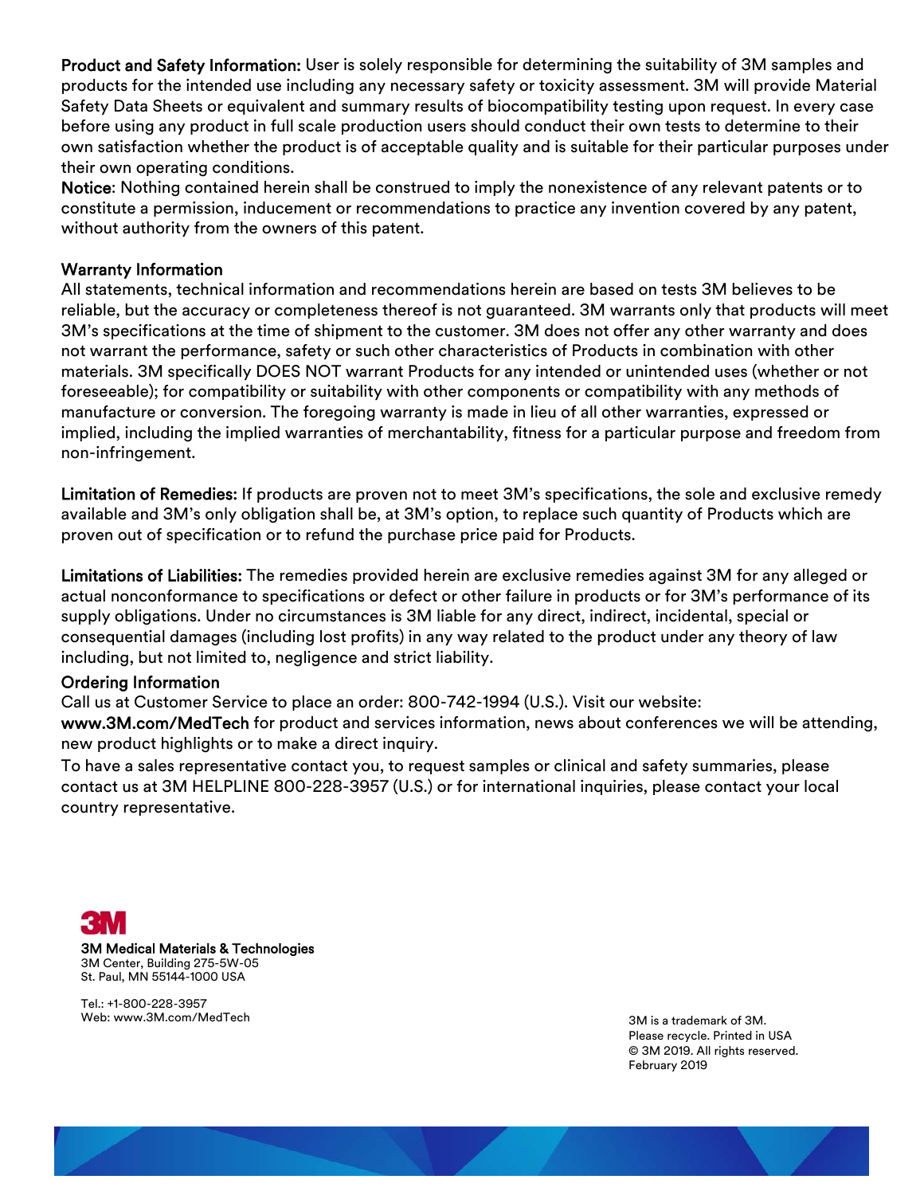**Product and Safety Information:** User is solely responsible for determining the suitability of 3M samples and products for the intended use including any necessary safety or toxicity assessment. 3M will provide Material Safety Data Sheets or equivalent and summary results of biocompatibility testing upon request. In every case before using any product in full scale production users should conduct their own tests to determine to their own satisfaction whether the product is of acceptable quality and is suitable for their particular purposes under their own operating conditions.

**Notice**: Nothing contained herein shall be construed to imply the nonexistence of any relevant patents or to constitute a permission, inducement or recommendations to practice any invention covered by any patent, without authority from the owners of this patent.

## Warranty Information

All statements, technical information and recommendations herein are based on tests 3M believes to be reliable, but the accuracy or completeness thereof is not guaranteed. 3M warrants only that products will meet 3M's specifications at the time of shipment to the customer. 3M does not offer any other warranty and does not warrant the performance, safety or such other characteristics of Products in combination with other materials. 3M specifically DOES NOT warrant Products for any intended or unintended uses (whether or not foreseeable); for compatibility or suitability with other components or compatibility with any methods of manufacture or conversion. The foregoing warranty is made in lieu of all other warranties, expressed or implied, including the implied warranties of merchantability, fitness for a particular purpose and freedom from non-infringement.

**Limitation of Remedies:** If products are proven not to meet 3M's specifications, the sole and exclusive remedy available and 3M's only obligation shall be, at 3M's option, to replace such quantity of Products which are proven out of specification or to refund the purchase price paid for Products.

**Limitations of Liabilities:** The remedies provided herein are exclusive remedies against 3M for any alleged or actual nonconformance to specifications or defect or other failure in products or for 3M's performance of its supply obligations. Under no circumstances is 3M liable for any direct, indirect, incidental, special or consequential damages (including lost profits) in any way related to the product under any theory of law including, but not limited to, negligence and strict liability.

## Ordering Information

Call us at Customer Service to place an order: 800-742-1994 (U.S.). Visit our website: **www.3M.com/MedTech** for product and services information, news about conferences we will be attending, new product highlights or to make a direct inquiry.

To have a sales representative contact you, to request samples or clinical and safety summaries, please contact us at 3M HELPLINE 800-228-3957 (U.S.) or for international inquiries, please contact your local country representative.

3M

**3M Medical Materials & Technologies**
3M Center, Building 275-5W-05
St. Paul, MN 55144-1000 USA

Tel.: +1-800-228-3957
Web: www.3M.com/MedTech

3M is a trademark of 3M.
Please recycle. Printed in USA
© 3M 2019. All rights reserved.
February 2019